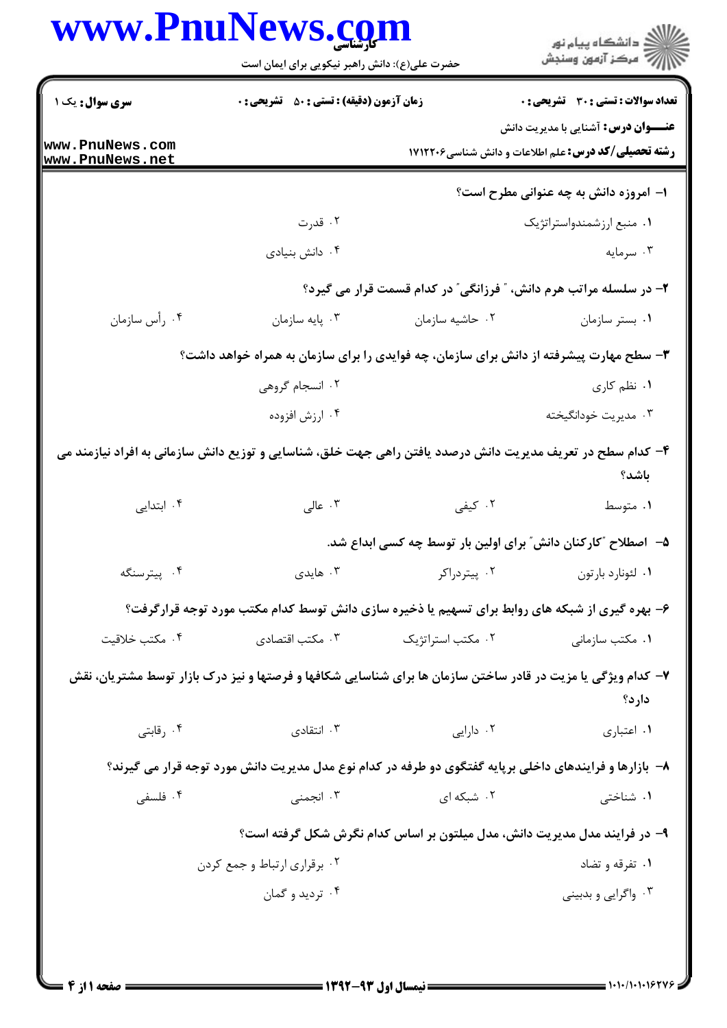**سری سوال:** یک ۱

**زمان آزمون (دقیقه) : تستی : ۵۰ تشریحی : ۰**

**تعداد سوالات : تستی : ۳۰ تشریحی : ۰**

**عنـــوان درس:** آشنایی با مدیریت دانش

**رشته تحصیلی/کد درس:** علم اطلاعات و دانش شناسی۱۷۱۲۲۰۶

۱- امروزه دانش به چه عنوانی مطرح است؟

۱. منبع ارزشمندواستراتژیک
۲. قدرت
۳. سرمایه
۴. دانش بنیادی

۲- در سلسله مراتب هرم دانش، "فرزانگی" در کدام قسمت قرار می گیرد؟

۱. بستر سازمان
۲. حاشیه سازمان
۳. پایه سازمان
۴. رأس سازمان

۳- سطح مهارت پیشرفته از دانش برای سازمان، چه فوایدی را برای سازمان به همراه خواهد داشت؟

۱. نظم کاری
۲. انسجام گروهی
۳. مدیریت خودانگیخته
۴. ارزش افزوده

۴- کدام سطح در تعریف مدیریت دانش درصدد یافتن راهی جهت خلق، شناسایی و توزیع دانش سازمانی به افراد نیازمند می باشد؟

۱. متوسط
۲. کیفی
۳. عالی
۴. ابتدایی

۵- اصطلاح "کارکنان دانش" برای اولین بار توسط چه کسی ابداع شد.

۱. لئونارد بارتون
۲. پیتردراکر
۳. هایدی
۴. پیترسنگه

۶- بهره گیری از شبکه های روابط برای تسهیم یا ذخیره سازی دانش توسط کدام مکتب مورد توجه قرارگرفت؟

۱. مکتب سازمانی
۲. مکتب استراتژیک
۳. مکتب اقتصادی
۴. مکتب خلاقیت

۷- کدام ویژگی یا مزیت در قادر ساختن سازمان ها برای شناسایی شکافها و فرصتها و نیز درک بازار توسط مشتریان، نقش دارد؟

۱. اعتباری
۲. دارایی
۳. انتقادی
۴. رقابتی

۸- بازارها و فرایندهای داخلی برپایه گفتگوی دو طرفه در کدام نوع مدل مدیریت دانش مورد توجه قرار می گیرند؟

۱. شناختی
۲. شبکه ای
۳. انجمنی
۴. فلسفی

۹- در فرایند مدل مدیریت دانش، مدل میلتون بر اساس کدام نگرش شکل گرفته است؟

۱. تفرقه و تضاد
۲. برقراری ارتباط و جمع کردن
۳. واگرایی و بدبینی
۴. تردید و گمان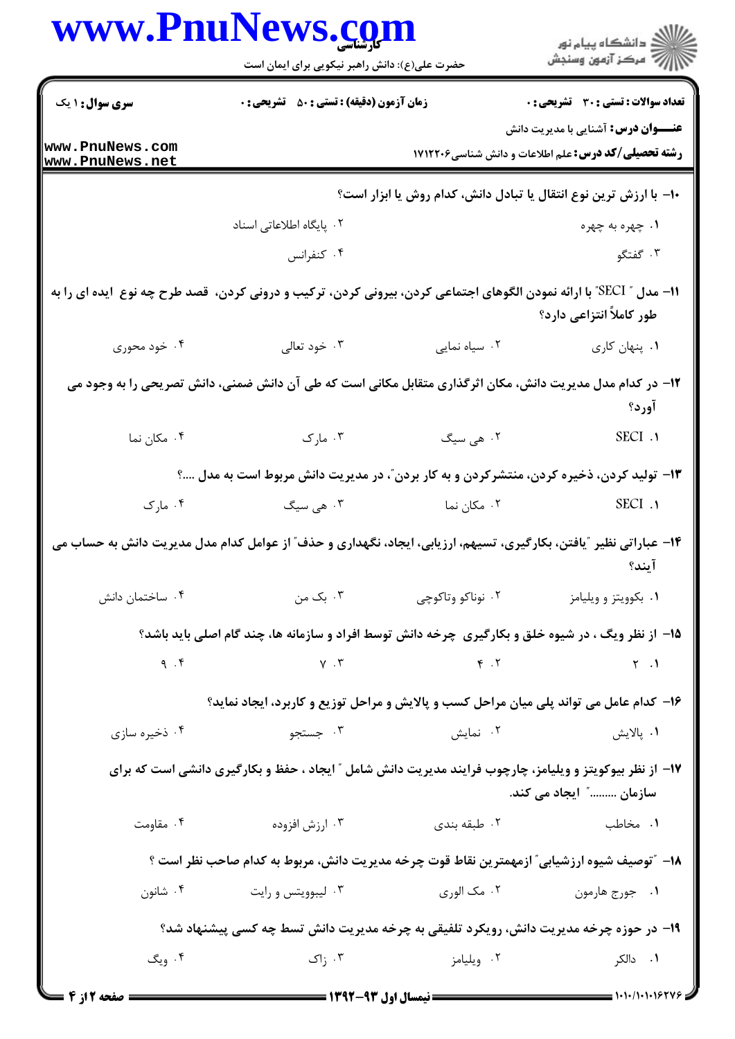**سری سوال:** ۱ یک

**زمان آزمون (دقیقه) : تستی : ۵۰ تشریحی : ۰**

**تعداد سوالات : تستی : ۳۰ تشریحی : ۰**

**عنـــوان درس:** آشنایی با مدیریت دانش

**رشته تحصیلی/کد درس:** علم اطلاعات و دانش شناسی۱۷۱۲۲۰۶

۱۰- با ارزش ترین نوع انتقال یا تبادل دانش، کدام روش یا ابزار است؟

۱. چهره به چهره
۲. پایگاه اطلاعاتی اسناد
۳. گفتگو
۴. کنفرانس

۱۱- مدل " SECI" با ارائه نمودن الگوهای اجتماعی کردن، بیرونی کردن، ترکیب و درونی کردن، قصد طرح چه نوع ایده ای را به طور کاملاً انتزاعی دارد؟

۱. پنهان کاری
۲. سیاه نمایی
۳. خود تعالی
۴. خود محوری

۱۲- در کدام مدل مدیریت دانش، مکان اثرگذاری متقابل مکانی است که طی آن دانش ضمنی، دانش تصریحی را به وجود می آورد؟

۱. SECI
۲. هی سیگ
۳. مارک
۴. مکان نما

۱۳- تولید کردن، ذخیره کردن، منتشرکردن و به کار بردن"، در مدیریت دانش مربوط است به مدل ....؟

۱. SECI
۲. مکان نما
۳. هی سیگ
۴. مارک

۱۴- عباراتی نظیر "یافتن، بکارگیری، تسیهم، ارزیابی، ایجاد، نگهداری و حذف" از عوامل کدام مدل مدیریت دانش به حساب می آیند؟

۱. بکوویتز و ویلیامز
۲. نوناکو وتاکوچی
۳. بک من
۴. ساختمان دانش

۱۵- از نظر ویگ ، در شیوه خلق و بکارگیری چرخه دانش توسط افراد و سازمانه ها، چند گام اصلی باید باشد؟

۱. ۲
۲. ۴
۳. ۷
۴. ۹

۱۶- کدام عامل می تواند پلی میان مراحل کسب و پالایش و مراحل توزیع و کاربرد، ایجاد نماید؟

۱. پالایش
۲. نمایش
۳. جستجو
۴. ذخیره سازی

۱۷- از نظر بیوکویتز و ویلیامز، چارچوب فرایند مدیریت دانش شامل " ایجاد ، حفظ و بکارگیری دانشی است که برای سازمان ........" ایجاد می کند.

۱. مخاطب
۲. طبقه بندی
۳. ارزش افزوده
۴. مقاومت

۱۸- "توصیف شیوه ارزشیابی" ازمهمترین نقاط قوت چرخه مدیریت دانش، مربوط به کدام صاحب نظر است ؟

۱. جورج هارمون
۲. مک الوری
۳. لیبوویتس و رایت
۴. شانون

۱۹- در حوزه چرخه مدیریت دانش، رویکرد تلفیقی به چرخه مدیریت دانش تسط چه کسی پیشنهاد شد؟

۱. دالکر
۲. ویلیامز
۳. زاک
۴. ویگ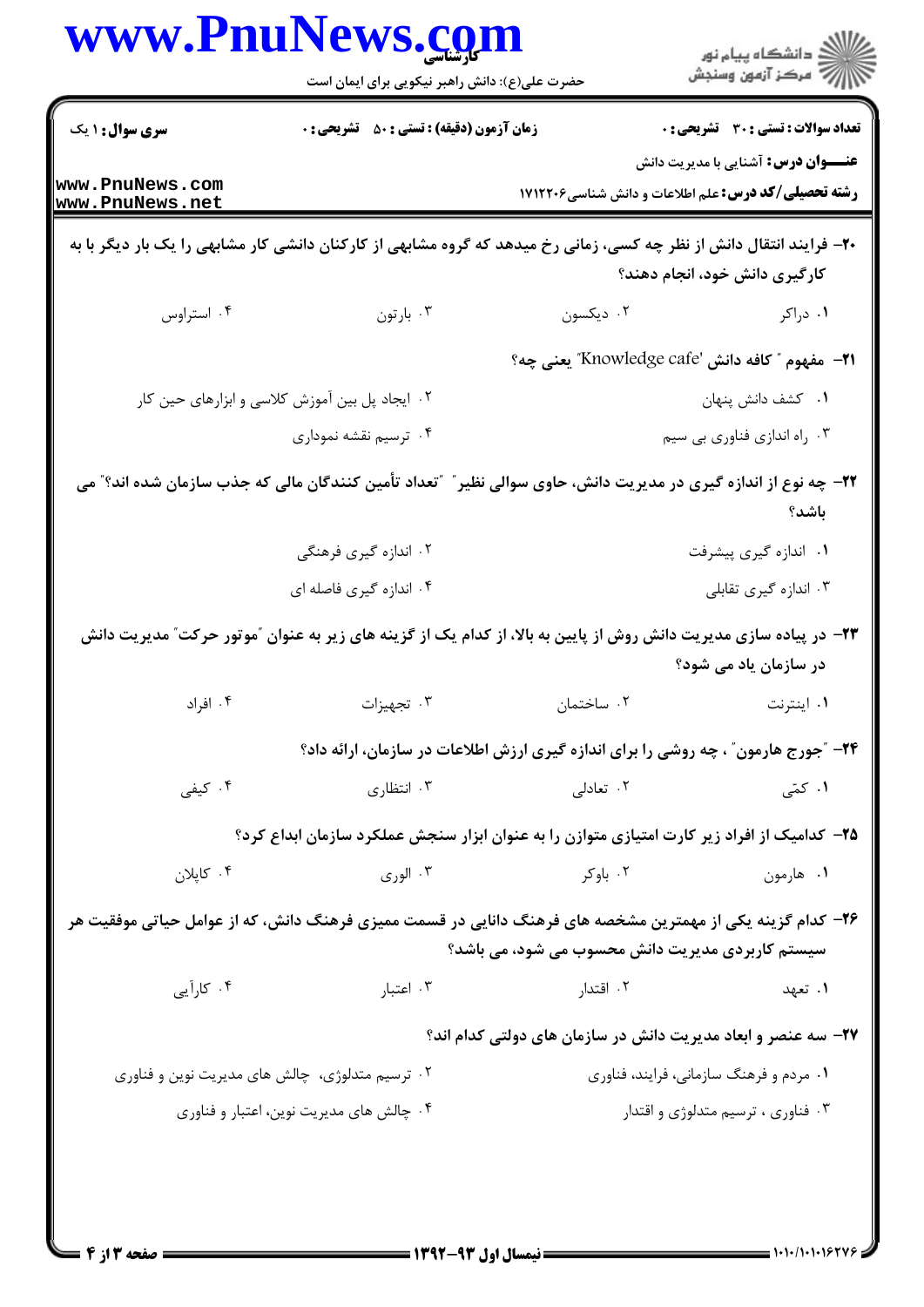**سری سوال:** ۱ یک | **زمان آزمون (دقیقه) : تستی :** ۵۰ **تشریحی :** ۰ | **تعداد سوالات : تستی :** ۳۰ **تشریحی :** ۰

**عنـــوان درس:** آشنایی با مدیریت دانش

**رشته تحصیلی/کد درس:** علم اطلاعات و دانش شناسی۱۷۱۲۲۰۶

**۲۰-** فرایند انتقال دانش از نظر چه کسی، زمانی رخ میدهد که گروه مشابهی از کارکنان دانشی کار مشابهی را یک بار دیگر با به کارگیری دانش خود، انجام دهند؟

۱. دراکر
۲. دیکسون
۳. بارتون
۴. استراوس

**۲۱-** مفهوم " کافه دانش 'Knowledge cafe" یعنی چه؟

۱. کشف دانش پنهان
۲. ایجاد پل بین آموزش کلاسی و ابزارهای حین کار
۳. راه اندازی فناوری بی سیم
۴. ترسیم نقشه نموداری

**۲۲-** چه نوع از اندازه گیری در مدیریت دانش، حاوی سوالی نظیر "تعداد تأمین کنندگان مالی که جذب سازمان شده اند؟" می باشد؟

۱. اندازه گیری پیشرفت
۲. اندازه گیری فرهنگی
۳. اندازه گیری تقابلی
۴. اندازه گیری فاصله ای

**۲۳-** در پیاده سازی مدیریت دانش روش از پایین به بالا، از کدام یک از گزینه های زیر به عنوان "موتور حرکت" مدیریت دانش در سازمان یاد می شود؟

۱. اینترنت
۲. ساختمان
۳. تجهیزات
۴. افراد

**۲۴-** "جورج هارمون" ، چه روشی را برای اندازه گیری ارزش اطلاعات در سازمان، ارائه داد؟

۱. کمّی
۲. تعادلی
۳. انتظاری
۴. کیفی

**۲۵-** کدامیک از افراد زیر کارت امتیازی متوازن را به عنوان ابزار سنجش عملکرد سازمان ابداع کرد؟

۱. هارمون
۲. باوکر
۳. الوری
۴. کاپلان

**۲۶-** کدام گزینه یکی از مهمترین مشخصه های فرهنگ دانایی در قسمت ممیزی فرهنگ دانش، که از عوامل حیاتی موفقیت هر سیستم کاربردی مدیریت دانش محسوب می شود، می باشد؟

۱. تعهد
۲. اقتدار
۳. اعتبار
۴. کارآیی

**۲۷-** سه عنصر و ابعاد مدیریت دانش در سازمان های دولتی کدام اند؟

۱. مردم و فرهنگ سازمانی، فرایند، فناوری
۲. ترسیم متدلوژی، چالش های مدیریت نوین و فناوری
۳. فناوری ، ترسیم متدلوژی و اقتدار
۴. چالش های مدیریت نوین، اعتبار و فناوری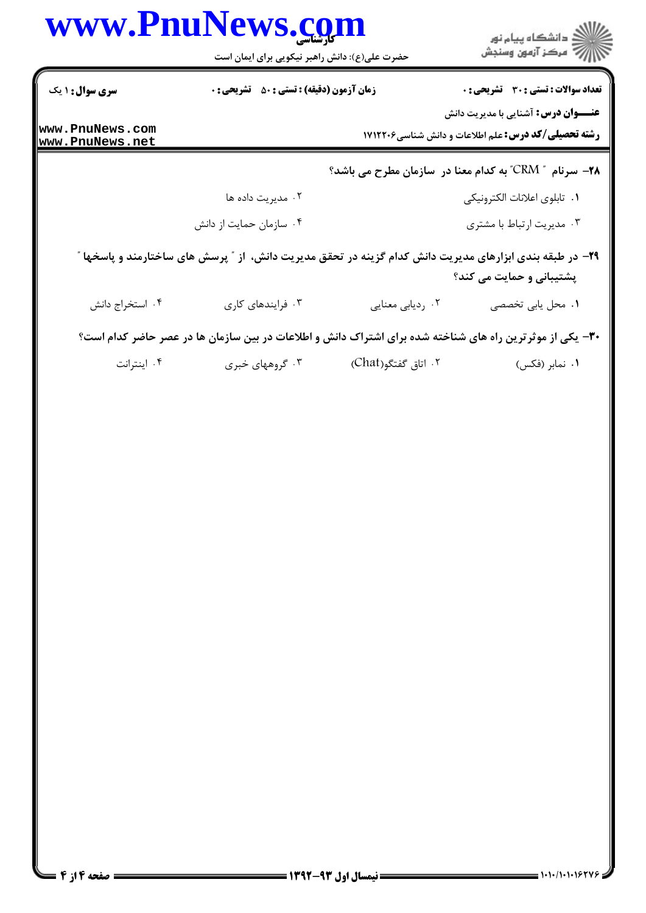**۲۸- سرنام " CRM" به کدام معنا در سازمان مطرح می باشد؟**

۱. تابلوی اعلانات الکترونیکی

۲. مدیریت داده ها

۳. مدیریت ارتباط با مشتری

۴. سازمان حمایت از دانش

**۲۹- در طبقه بندی ابزارهای مدیریت دانش کدام گزینه در تحقق مدیریت دانش، از " پرسش های ساختارمند و پاسخها " پشتیبانی و حمایت می کند؟**

۱. محل یابی تخصصی

۲. ردیابی معنایی

۳. فرایندهای کاری

۴. استخراج دانش

**۳۰- یکی از موثرترین راه های شناخته شده برای اشتراک دانش و اطلاعات در بین سازمان ها در عصر حاضر کدام است؟**

۱. نمابر (فکس)

۲. اتاق گفتگو(Chat)

۳. گروههای خبری

۴. اینترانت